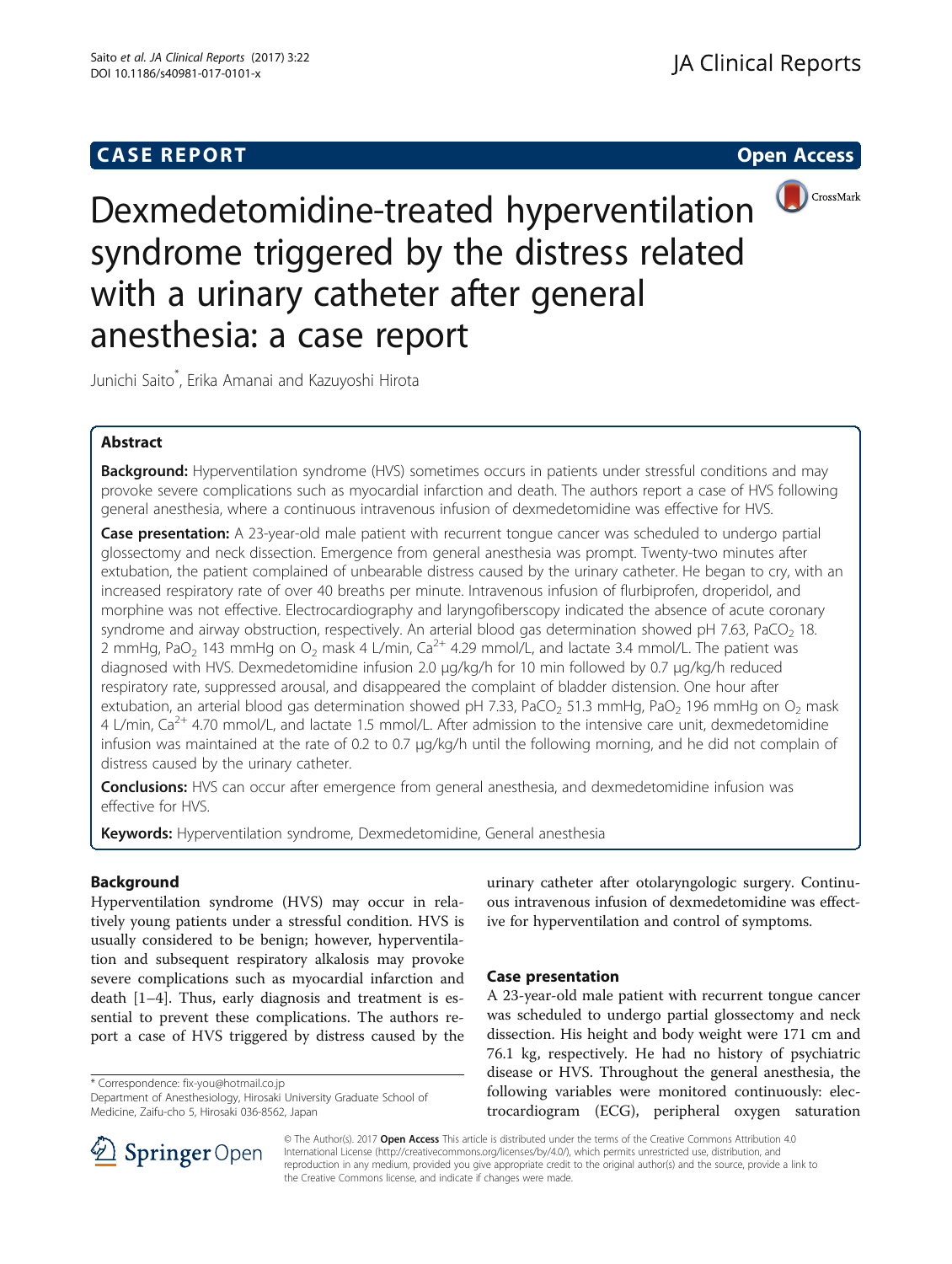CASE REPORT

Open Access

# Dexmedetomidine-treated hyperventilation syndrome triggered by the distress related with a urinary catheter after general anesthesia: a case report

Junichi Saito*, Erika Amanai and Kazuyoshi Hirota

## Abstract

**Background:** Hyperventilation syndrome (HVS) sometimes occurs in patients under stressful conditions and may provoke severe complications such as myocardial infarction and death. The authors report a case of HVS following general anesthesia, where a continuous intravenous infusion of dexmedetomidine was effective for HVS.

**Case presentation:** A 23-year-old male patient with recurrent tongue cancer was scheduled to undergo partial glossectomy and neck dissection. Emergence from general anesthesia was prompt. Twenty-two minutes after extubation, the patient complained of unbearable distress caused by the urinary catheter. He began to cry, with an increased respiratory rate of over 40 breaths per minute. Intravenous infusion of flurbiprofen, droperidol, and morphine was not effective. Electrocardiography and laryngofiberscopy indicated the absence of acute coronary syndrome and airway obstruction, respectively. An arterial blood gas determination showed pH 7.63, $PaCO_2$ 18.2 mmHg, $PaO_2$ 143 mmHg on $O_2$ mask 4 L/min, $Ca^{2+}$ 4.29 mmol/L, and lactate 3.4 mmol/L. The patient was diagnosed with HVS. Dexmedetomidine infusion 2.0 μg/kg/h for 10 min followed by 0.7 μg/kg/h reduced respiratory rate, suppressed arousal, and disappeared the complaint of bladder distension. One hour after extubation, an arterial blood gas determination showed pH 7.33, $PaCO_2$ 51.3 mmHg, $PaO_2$ 196 mmHg on $O_2$ mask 4 L/min, $Ca^{2+}$ 4.70 mmol/L, and lactate 1.5 mmol/L. After admission to the intensive care unit, dexmedetomidine infusion was maintained at the rate of 0.2 to 0.7 μg/kg/h until the following morning, and he did not complain of distress caused by the urinary catheter.

**Conclusions:** HVS can occur after emergence from general anesthesia, and dexmedetomidine infusion was effective for HVS.

**Keywords:** Hyperventilation syndrome, Dexmedetomidine, General anesthesia

## Background

Hyperventilation syndrome (HVS) may occur in relatively young patients under a stressful condition. HVS is usually considered to be benign; however, hyperventilation and subsequent respiratory alkalosis may provoke severe complications such as myocardial infarction and death [1–4]. Thus, early diagnosis and treatment is essential to prevent these complications. The authors report a case of HVS triggered by distress caused by the urinary catheter after otolaryngologic surgery. Continuous intravenous infusion of dexmedetomidine was effective for hyperventilation and control of symptoms.

## Case presentation

A 23-year-old male patient with recurrent tongue cancer was scheduled to undergo partial glossectomy and neck dissection. His height and body weight were 171 cm and 76.1 kg, respectively. He had no history of psychiatric disease or HVS. Throughout the general anesthesia, the following variables were monitored continuously: electrocardiogram (ECG), peripheral oxygen saturation

* Correspondence: fix-you@hotmail.co.jp
Department of Anesthesiology, Hirosaki University Graduate School of Medicine, Zaifu-cho 5, Hirosaki 036-8562, Japan

© The Author(s). 2017 **Open Access** This article is distributed under the terms of the Creative Commons Attribution 4.0 International License (http://creativecommons.org/licenses/by/4.0/), which permits unrestricted use, distribution, and reproduction in any medium, provided you give appropriate credit to the original author(s) and the source, provide a link to the Creative Commons license, and indicate if changes were made.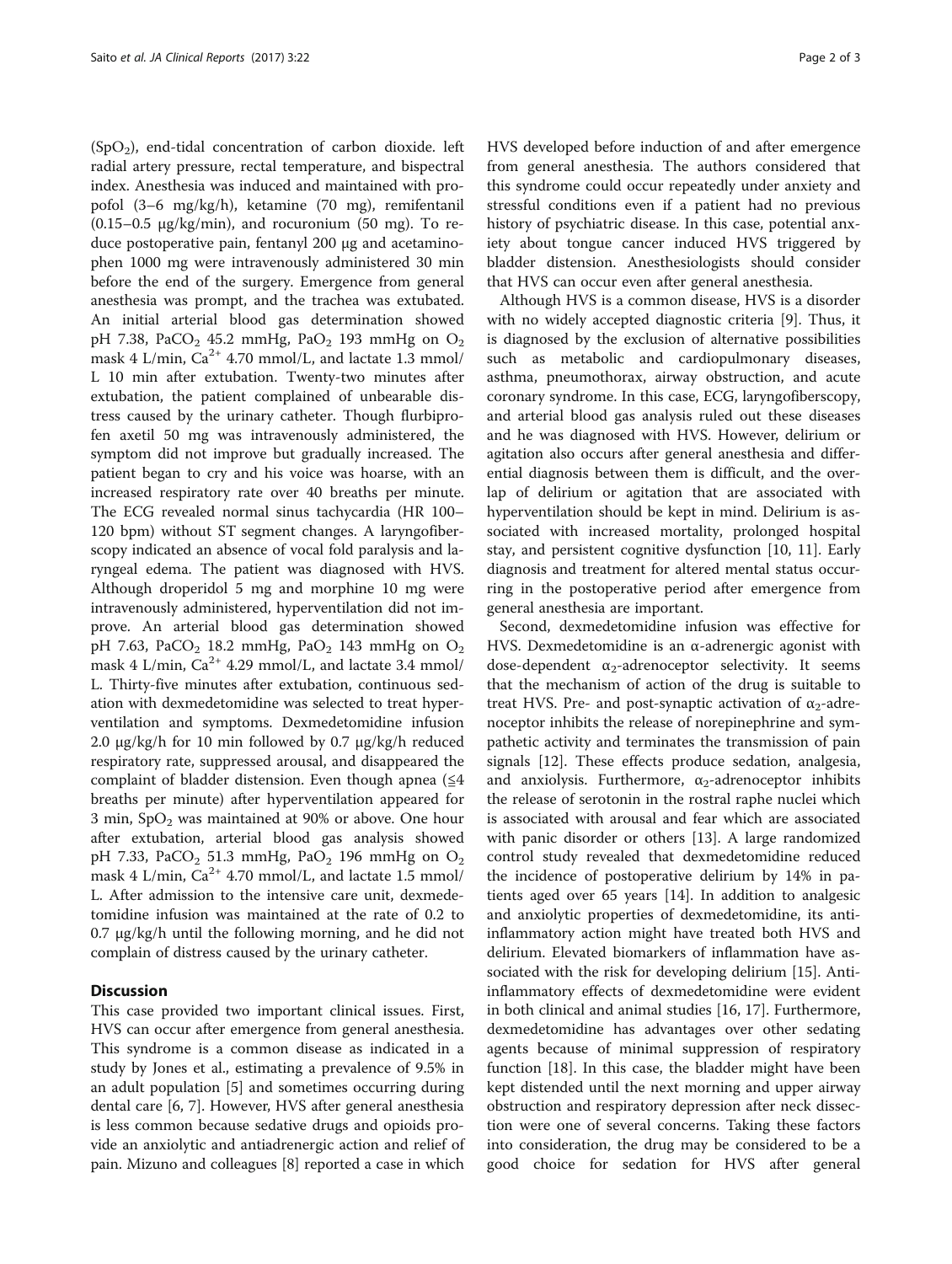($SpO_2$), end-tidal concentration of carbon dioxide. left radial artery pressure, rectal temperature, and bispectral index. Anesthesia was induced and maintained with propofol (3–6 mg/kg/h), ketamine (70 mg), remifentanil (0.15–0.5 μg/kg/min), and rocuronium (50 mg). To reduce postoperative pain, fentanyl 200 μg and acetaminophen 1000 mg were intravenously administered 30 min before the end of the surgery. Emergence from general anesthesia was prompt, and the trachea was extubated. An initial arterial blood gas determination showed pH 7.38, $PaCO_2$ 45.2 mmHg, $PaO_2$ 193 mmHg on $O_2$ mask 4 L/min, $Ca^{2+}$ 4.70 mmol/L, and lactate 1.3 mmol/L 10 min after extubation. Twenty-two minutes after extubation, the patient complained of unbearable distress caused by the urinary catheter. Though flurbiprofen axetil 50 mg was intravenously administered, the symptom did not improve but gradually increased. The patient began to cry and his voice was hoarse, with an increased respiratory rate over 40 breaths per minute. The ECG revealed normal sinus tachycardia (HR 100–120 bpm) without ST segment changes. A laryngofiberscopy indicated an absence of vocal fold paralysis and laryngeal edema. The patient was diagnosed with HVS. Although droperidol 5 mg and morphine 10 mg were intravenously administered, hyperventilation did not improve. An arterial blood gas determination showed pH 7.63, $PaCO_2$ 18.2 mmHg, $PaO_2$ 143 mmHg on $O_2$ mask 4 L/min, $Ca^{2+}$ 4.29 mmol/L, and lactate 3.4 mmol/L. Thirty-five minutes after extubation, continuous sedation with dexmedetomidine was selected to treat hyperventilation and symptoms. Dexmedetomidine infusion 2.0 μg/kg/h for 10 min followed by 0.7 μg/kg/h reduced respiratory rate, suppressed arousal, and disappeared the complaint of bladder distension. Even though apnea (≤4 breaths per minute) after hyperventilation appeared for 3 min, $SpO_2$ was maintained at 90% or above. One hour after extubation, arterial blood gas analysis showed pH 7.33, $PaCO_2$ 51.3 mmHg, $PaO_2$ 196 mmHg on $O_2$ mask 4 L/min, $Ca^{2+}$ 4.70 mmol/L, and lactate 1.5 mmol/L. After admission to the intensive care unit, dexmedetomidine infusion was maintained at the rate of 0.2 to 0.7 μg/kg/h until the following morning, and he did not complain of distress caused by the urinary catheter.

## Discussion

This case provided two important clinical issues. First, HVS can occur after emergence from general anesthesia. This syndrome is a common disease as indicated in a study by Jones et al., estimating a prevalence of 9.5% in an adult population [5] and sometimes occurring during dental care [6, 7]. However, HVS after general anesthesia is less common because sedative drugs and opioids provide an anxiolytic and antiadrenergic action and relief of pain. Mizuno and colleagues [8] reported a case in which HVS developed before induction of and after emergence from general anesthesia. The authors considered that this syndrome could occur repeatedly under anxiety and stressful conditions even if a patient had no previous history of psychiatric disease. In this case, potential anxiety about tongue cancer induced HVS triggered by bladder distension. Anesthesiologists should consider that HVS can occur even after general anesthesia.

Although HVS is a common disease, HVS is a disorder with no widely accepted diagnostic criteria [9]. Thus, it is diagnosed by the exclusion of alternative possibilities such as metabolic and cardiopulmonary diseases, asthma, pneumothorax, airway obstruction, and acute coronary syndrome. In this case, ECG, laryngofiberscopy, and arterial blood gas analysis ruled out these diseases and he was diagnosed with HVS. However, delirium or agitation also occurs after general anesthesia and differential diagnosis between them is difficult, and the overlap of delirium or agitation that are associated with hyperventilation should be kept in mind. Delirium is associated with increased mortality, prolonged hospital stay, and persistent cognitive dysfunction [10, 11]. Early diagnosis and treatment for altered mental status occurring in the postoperative period after emergence from general anesthesia are important.

Second, dexmedetomidine infusion was effective for HVS. Dexmedetomidine is an α-adrenergic agonist with dose-dependent $\alpha_2$-adrenoceptor selectivity. It seems that the mechanism of action of the drug is suitable to treat HVS. Pre- and post-synaptic activation of $\alpha_2$-adrenoceptor inhibits the release of norepinephrine and sympathetic activity and terminates the transmission of pain signals [12]. These effects produce sedation, analgesia, and anxiolysis. Furthermore, $\alpha_2$-adrenoceptor inhibits the release of serotonin in the rostral raphe nuclei which is associated with arousal and fear which are associated with panic disorder or others [13]. A large randomized control study revealed that dexmedetomidine reduced the incidence of postoperative delirium by 14% in patients aged over 65 years [14]. In addition to analgesic and anxiolytic properties of dexmedetomidine, its anti-inflammatory action might have treated both HVS and delirium. Elevated biomarkers of inflammation have associated with the risk for developing delirium [15]. Anti-inflammatory effects of dexmedetomidine were evident in both clinical and animal studies [16, 17]. Furthermore, dexmedetomidine has advantages over other sedating agents because of minimal suppression of respiratory function [18]. In this case, the bladder might have been kept distended until the next morning and upper airway obstruction and respiratory depression after neck dissection were one of several concerns. Taking these factors into consideration, the drug may be considered to be a good choice for sedation for HVS after general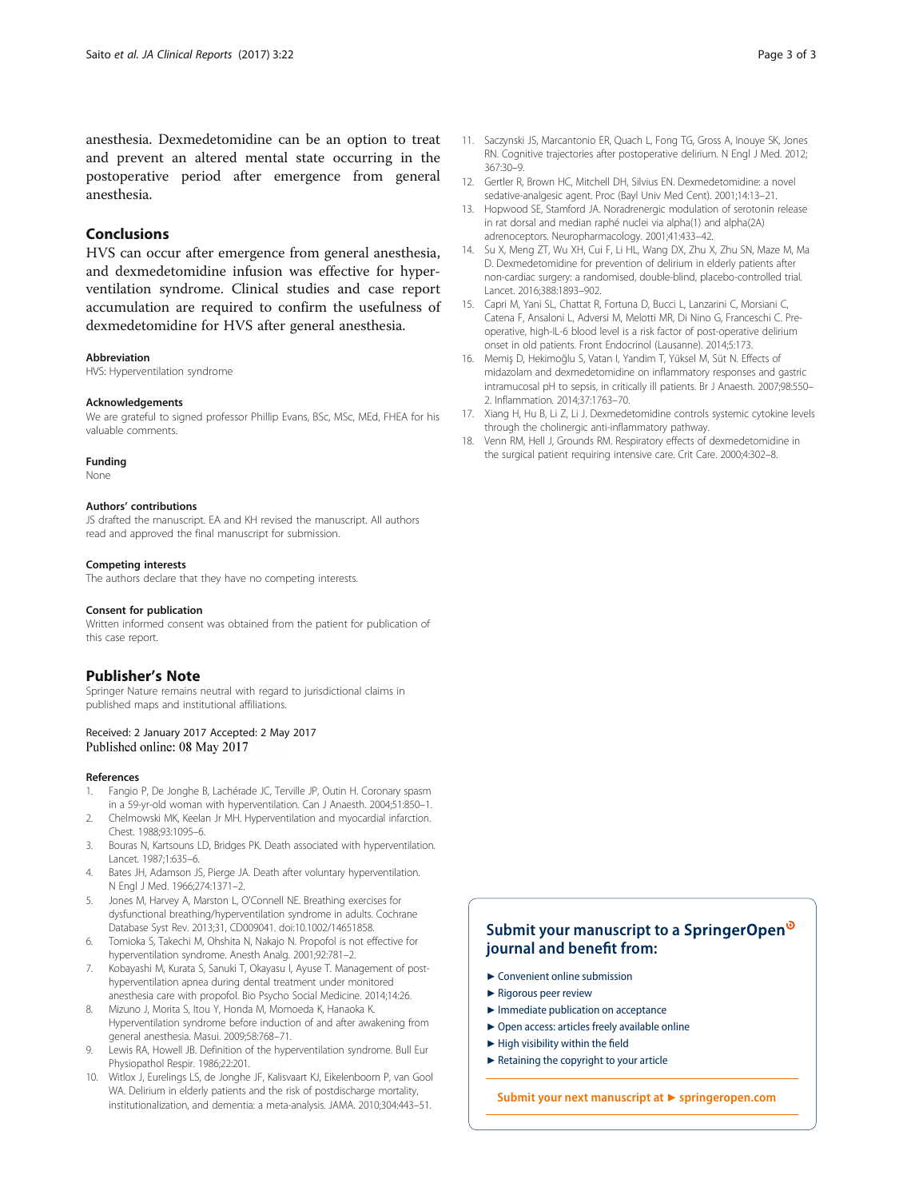anesthesia. Dexmedetomidine can be an option to treat and prevent an altered mental state occurring in the postoperative period after emergence from general anesthesia.

## Conclusions

HVS can occur after emergence from general anesthesia, and dexmedetomidine infusion was effective for hyperventilation syndrome. Clinical studies and case report accumulation are required to confirm the usefulness of dexmedetomidine for HVS after general anesthesia.

#### Abbreviation

HVS: Hyperventilation syndrome

#### Acknowledgements

We are grateful to signed professor Phillip Evans, BSc, MSc, MEd, FHEA for his valuable comments.

#### Funding

None

#### Authors' contributions

JS drafted the manuscript. EA and KH revised the manuscript. All authors read and approved the final manuscript for submission.

#### Competing interests

The authors declare that they have no competing interests.

#### Consent for publication

Written informed consent was obtained from the patient for publication of this case report.

## Publisher's Note

Springer Nature remains neutral with regard to jurisdictional claims in published maps and institutional affiliations.

Received: 2 January 2017 Accepted: 2 May 2017
Published online: 08 May 2017

#### References

1. Fangio P, De Jonghe B, Lachérade JC, Terville JP, Outin H. Coronary spasm in a 59-yr-old woman with hyperventilation. Can J Anaesth. 2004;51:850–1.
2. Chelmowski MK, Keelan Jr MH. Hyperventilation and myocardial infarction. Chest. 1988;93:1095–6.
3. Bouras N, Kartsouns LD, Bridges PK. Death associated with hyperventilation. Lancet. 1987;1:635–6.
4. Bates JH, Adamson JS, Pierge JA. Death after voluntary hyperventilation. N Engl J Med. 1966;274:1371–2.
5. Jones M, Harvey A, Marston L, O'Connell NE. Breathing exercises for dysfunctional breathing/hyperventilation syndrome in adults. Cochrane Database Syst Rev. 2013;31, CD009041. doi:10.1002/14651858.
6. Tomioka S, Takechi M, Ohshita N, Nakajo N. Propofol is not effective for hyperventilation syndrome. Anesth Analg. 2001;92:781–2.
7. Kobayashi M, Kurata S, Sanuki T, Okayasu I, Ayuse T. Management of post-hyperventilation apnea during dental treatment under monitored anesthesia care with propofol. Bio Psycho Social Medicine. 2014;14:26.
8. Mizuno J, Morita S, Itou Y, Honda M, Momoeda K, Hanaoka K. Hyperventilation syndrome before induction of and after awakening from general anesthesia. Masui. 2009;58:768–71.
9. Lewis RA, Howell JB. Definition of the hyperventilation syndrome. Bull Eur Physiopath Respir. 1986;22:201.
10. Witlox J, Eurelings LS, de Jonghe JF, Kalisvaart KJ, Eikelenboom P, van Gool WA. Delirium in elderly patients and the risk of postdischarge mortality, institutionalization, and dementia: a meta-analysis. JAMA. 2010;304:443–51.
11. Saczynski JS, Marcantonio ER, Quach L, Fong TG, Gross A, Inouye SK, Jones RN. Cognitive trajectories after postoperative delirium. N Engl J Med. 2012; 367:30–9.
12. Gertler R, Brown HC, Mitchell DH, Silvius EN. Dexmedetomidine: a novel sedative-analgesic agent. Proc (Bayl Univ Med Cent). 2001;14:13–21.
13. Hopwood SE, Stamford JA. Noradrenergic modulation of serotonin release in rat dorsal and median raphé nuclei via alpha(1) and alpha(2A) adrenoceptors. Neuropharmacology. 2001;41:433–42.
14. Su X, Meng ZT, Wu XH, Cui F, Li HL, Wang DX, Zhu X, Zhu SN, Maze M, Ma D. Dexmedetomidine for prevention of delirium in elderly patients after non-cardiac surgery: a randomised, double-blind, placebo-controlled trial. Lancet. 2016;388:1893–902.
15. Capri M, Yani SL, Chattat R, Fortuna D, Bucci L, Lanzarini C, Morsiani C, Catena F, Ansaloni L, Adversi M, Melotti MR, Di Nino G, Franceschi C. Pre-operative, high-IL-6 blood level is a risk factor of post-operative delirium onset in old patients. Front Endocrinol (Lausanne). 2014;5:173.
16. Memiş D, Hekimoğlu S, Vatan I, Yandim T, Yüksel M, Süt N. Effects of midazolam and dexmedetomidine on inflammatory responses and gastric intramucosal pH to sepsis, in critically ill patients. Br J Anaesth. 2007;98:550–2. Inflammation. 2014;37:1763–70.
17. Xiang H, Hu B, Li Z, Li J. Dexmedetomidine controls systemic cytokine levels through the cholinergic anti-inflammatory pathway.
18. Venn RM, Hell J, Grounds RM. Respiratory effects of dexmedetomidine in the surgical patient requiring intensive care. Crit Care. 2000;4:302–8.